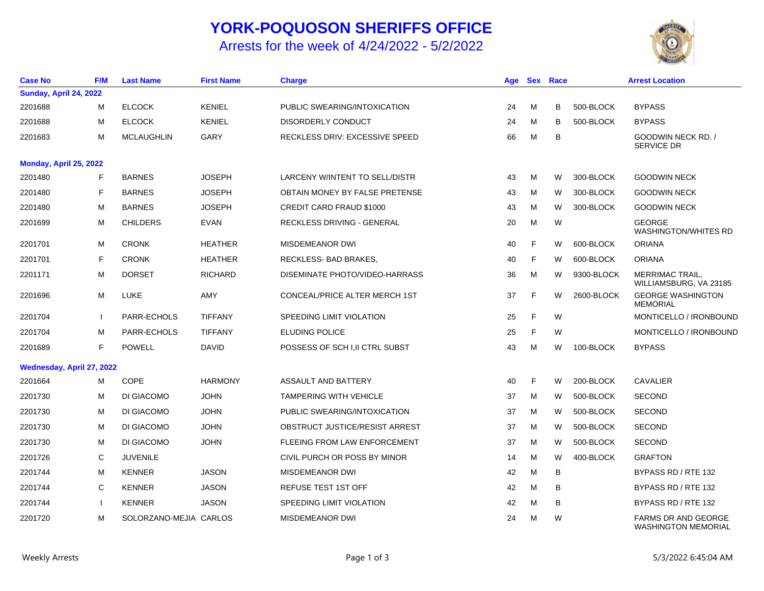# YORK-POQUOSON SHERIFFS OFFICE

## Arrests for the week of 4/24/2022 - 5/2/2022

| Case No | F/M | Last Name | First Name | Charge | Age | Sex | Race | | Arrest Location |
|---|---|---|---|---|---|---|---|---|---|
| **Sunday, April 24, 2022** | | | | | | | | | |
| 2201688 | M | ELCOCK | KENIEL | PUBLIC SWEARING/INTOXICATION | 24 | M | B | 500-BLOCK | BYPASS |
| 2201688 | M | ELCOCK | KENIEL | DISORDERLY CONDUCT | 24 | M | B | 500-BLOCK | BYPASS |
| 2201683 | M | MCLAUGHLIN | GARY | RECKLESS DRIV: EXCESSIVE SPEED | 66 | M | B | | GOODWIN NECK RD. / SERVICE DR |
| **Monday, April 25, 2022** | | | | | | | | | |
| 2201480 | F | BARNES | JOSEPH | LARCENY W/INTENT TO SELL/DISTR | 43 | M | W | 300-BLOCK | GOODWIN NECK |
| 2201480 | F | BARNES | JOSEPH | OBTAIN MONEY BY FALSE PRETENSE | 43 | M | W | 300-BLOCK | GOODWIN NECK |
| 2201480 | M | BARNES | JOSEPH | CREDIT CARD FRAUD $1000 | 43 | M | W | 300-BLOCK | GOODWIN NECK |
| 2201699 | M | CHILDERS | EVAN | RECKLESS DRIVING - GENERAL | 20 | M | W | | GEORGE WASHINGTON/WHITES RD |
| 2201701 | M | CRONK | HEATHER | MISDEMEANOR DWI | 40 | F | W | 600-BLOCK | ORIANA |
| 2201701 | F | CRONK | HEATHER | RECKLESS- BAD BRAKES, | 40 | F | W | 600-BLOCK | ORIANA |
| 2201171 | M | DORSET | RICHARD | DISEMINATE PHOTO/VIDEO-HARRASS | 36 | M | W | 9300-BLOCK | MERRIMAC TRAIL, WILLIAMSBURG, VA 23185 |
| 2201696 | M | LUKE | AMY | CONCEAL/PRICE ALTER MERCH 1ST | 37 | F | W | 2600-BLOCK | GEORGE WASHINGTON MEMORIAL |
| 2201704 | I | PARR-ECHOLS | TIFFANY | SPEEDING LIMIT VIOLATION | 25 | F | W | | MONTICELLO / IRONBOUND |
| 2201704 | M | PARR-ECHOLS | TIFFANY | ELUDING POLICE | 25 | F | W | | MONTICELLO / IRONBOUND |
| 2201689 | F | POWELL | DAVID | POSSESS OF SCH I,II CTRL SUBST | 43 | M | W | 100-BLOCK | BYPASS |
| **Wednesday, April 27, 2022** | | | | | | | | | |
| 2201664 | M | COPE | HARMONY | ASSAULT AND BATTERY | 40 | F | W | 200-BLOCK | CAVALIER |
| 2201730 | M | DI GIACOMO | JOHN | TAMPERING WITH VEHICLE | 37 | M | W | 500-BLOCK | SECOND |
| 2201730 | M | DI GIACOMO | JOHN | PUBLIC SWEARING/INTOXICATION | 37 | M | W | 500-BLOCK | SECOND |
| 2201730 | M | DI GIACOMO | JOHN | OBSTRUCT JUSTICE/RESIST ARREST | 37 | M | W | 500-BLOCK | SECOND |
| 2201730 | M | DI GIACOMO | JOHN | FLEEING FROM LAW ENFORCEMENT | 37 | M | W | 500-BLOCK | SECOND |
| 2201726 | C | JUVENILE | | CIVIL PURCH OR POSS BY MINOR | 14 | M | W | 400-BLOCK | GRAFTON |
| 2201744 | M | KENNER | JASON | MISDEMEANOR DWI | 42 | M | B | | BYPASS RD / RTE 132 |
| 2201744 | C | KENNER | JASON | REFUSE TEST 1ST OFF | 42 | M | B | | BYPASS RD / RTE 132 |
| 2201744 | I | KENNER | JASON | SPEEDING LIMIT VIOLATION | 42 | M | B | | BYPASS RD / RTE 132 |
| 2201720 | M | SOLORZANO-MEJIA | CARLOS | MISDEMEANOR DWI | 24 | M | W | | FARMS DR AND GEORGE WASHINGTON MEMORIAL |

Weekly Arrests    5/3/2022 6:45:04 AM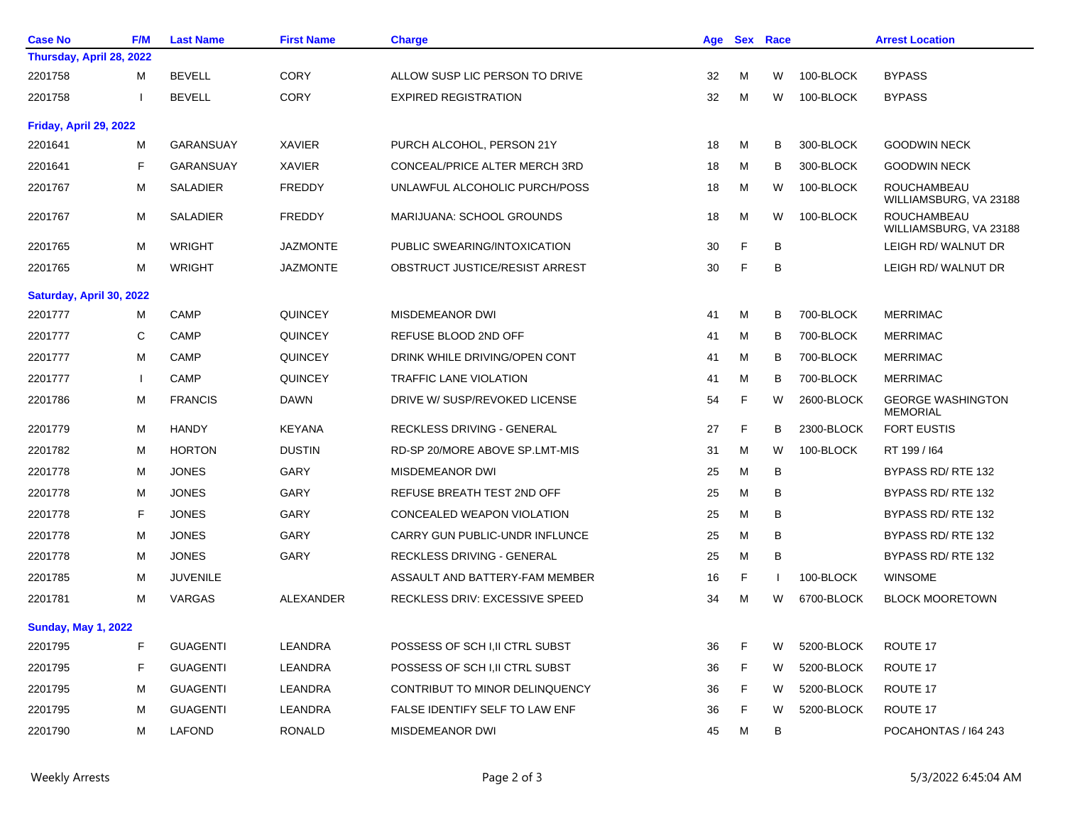| Case No | F/M | Last Name | First Name | Charge | Age | Sex | Race | | Arrest Location |
|---|---|---|---|---|---|---|---|---|---|
| **Thursday, April 28, 2022** | | | | | | | | | |
| 2201758 | M | BEVELL | CORY | ALLOW SUSP LIC PERSON TO DRIVE | 32 | M | W | 100-BLOCK | BYPASS |
| 2201758 | I | BEVELL | CORY | EXPIRED REGISTRATION | 32 | M | W | 100-BLOCK | BYPASS |
| **Friday, April 29, 2022** | | | | | | | | | |
| 2201641 | M | GARANSUAY | XAVIER | PURCH ALCOHOL, PERSON 21Y | 18 | M | B | 300-BLOCK | GOODWIN NECK |
| 2201641 | F | GARANSUAY | XAVIER | CONCEAL/PRICE ALTER MERCH 3RD | 18 | M | B | 300-BLOCK | GOODWIN NECK |
| 2201767 | M | SALADIER | FREDDY | UNLAWFUL ALCOHOLIC PURCH/POSS | 18 | M | W | 100-BLOCK | ROUCHAMBEAU WILLIAMSBURG, VA 23188 |
| 2201767 | M | SALADIER | FREDDY | MARIJUANA: SCHOOL GROUNDS | 18 | M | W | 100-BLOCK | ROUCHAMBEAU WILLIAMSBURG, VA 23188 |
| 2201765 | M | WRIGHT | JAZMONTE | PUBLIC SWEARING/INTOXICATION | 30 | F | B | | LEIGH RD/ WALNUT DR |
| 2201765 | M | WRIGHT | JAZMONTE | OBSTRUCT JUSTICE/RESIST ARREST | 30 | F | B | | LEIGH RD/ WALNUT DR |
| **Saturday, April 30, 2022** | | | | | | | | | |
| 2201777 | M | CAMP | QUINCEY | MISDEMEANOR DWI | 41 | M | B | 700-BLOCK | MERRIMAC |
| 2201777 | C | CAMP | QUINCEY | REFUSE BLOOD 2ND OFF | 41 | M | B | 700-BLOCK | MERRIMAC |
| 2201777 | M | CAMP | QUINCEY | DRINK WHILE DRIVING/OPEN CONT | 41 | M | B | 700-BLOCK | MERRIMAC |
| 2201777 | I | CAMP | QUINCEY | TRAFFIC LANE VIOLATION | 41 | M | B | 700-BLOCK | MERRIMAC |
| 2201786 | M | FRANCIS | DAWN | DRIVE W/ SUSP/REVOKED LICENSE | 54 | F | W | 2600-BLOCK | GEORGE WASHINGTON MEMORIAL |
| 2201779 | M | HANDY | KEYANA | RECKLESS DRIVING - GENERAL | 27 | F | B | 2300-BLOCK | FORT EUSTIS |
| 2201782 | M | HORTON | DUSTIN | RD-SP 20/MORE ABOVE SP.LMT-MIS | 31 | M | W | 100-BLOCK | RT 199 / I64 |
| 2201778 | M | JONES | GARY | MISDEMEANOR DWI | 25 | M | B | | BYPASS RD/ RTE 132 |
| 2201778 | M | JONES | GARY | REFUSE BREATH TEST 2ND OFF | 25 | M | B | | BYPASS RD/ RTE 132 |
| 2201778 | F | JONES | GARY | CONCEALED WEAPON VIOLATION | 25 | M | B | | BYPASS RD/ RTE 132 |
| 2201778 | M | JONES | GARY | CARRY GUN PUBLIC-UNDR INFLUNCE | 25 | M | B | | BYPASS RD/ RTE 132 |
| 2201778 | M | JONES | GARY | RECKLESS DRIVING - GENERAL | 25 | M | B | | BYPASS RD/ RTE 132 |
| 2201785 | M | JUVENILE | | ASSAULT AND BATTERY-FAM MEMBER | 16 | F | I | 100-BLOCK | WINSOME |
| 2201781 | M | VARGAS | ALEXANDER | RECKLESS DRIV: EXCESSIVE SPEED | 34 | M | W | 6700-BLOCK | BLOCK MOORETOWN |
| **Sunday, May 1, 2022** | | | | | | | | | |
| 2201795 | F | GUAGENTI | LEANDRA | POSSESS OF SCH I,II CTRL SUBST | 36 | F | W | 5200-BLOCK | ROUTE 17 |
| 2201795 | F | GUAGENTI | LEANDRA | POSSESS OF SCH I,II CTRL SUBST | 36 | F | W | 5200-BLOCK | ROUTE 17 |
| 2201795 | M | GUAGENTI | LEANDRA | CONTRIBUT TO MINOR DELINQUENCY | 36 | F | W | 5200-BLOCK | ROUTE 17 |
| 2201795 | M | GUAGENTI | LEANDRA | FALSE IDENTIFY SELF TO LAW ENF | 36 | F | W | 5200-BLOCK | ROUTE 17 |
| 2201790 | M | LAFOND | RONALD | MISDEMEANOR DWI | 45 | M | B | | POCAHONTAS / I64 243 |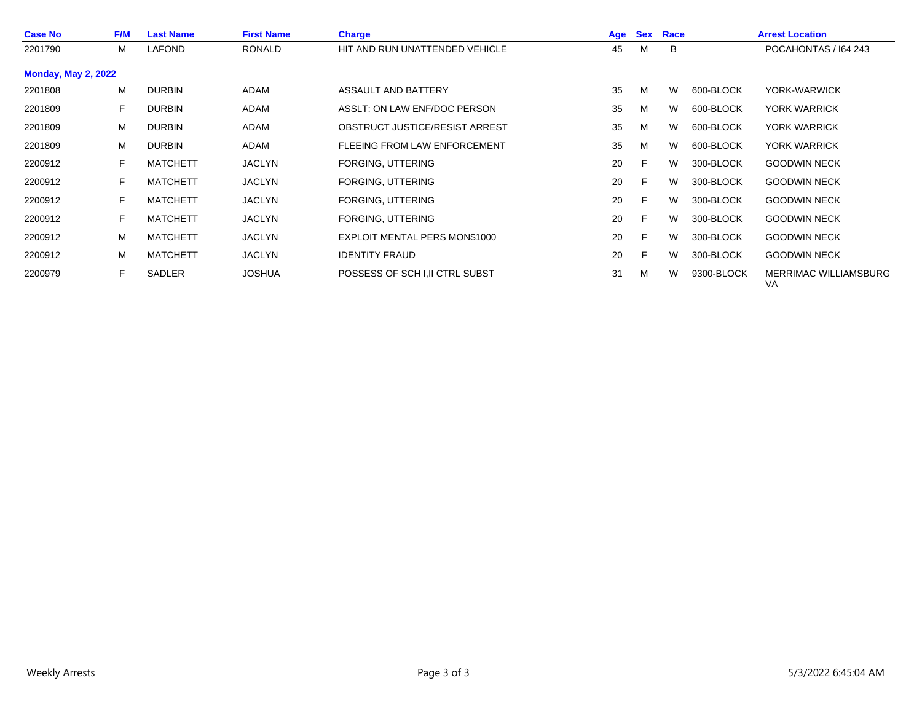| Case No | F/M | Last Name | First Name | Charge | Age | Sex | Race | | Arrest Location |
|---|---|---|---|---|---|---|---|---|---|
| 2201790 | M | LAFOND | RONALD | HIT AND RUN UNATTENDED VEHICLE | 45 | M | B | | POCAHONTAS / I64 243 |
| **Monday, May 2, 2022** | | | | | | | | | |
| 2201808 | M | DURBIN | ADAM | ASSAULT AND BATTERY | 35 | M | W | 600-BLOCK | YORK-WARWICK |
| 2201809 | F | DURBIN | ADAM | ASSLT: ON LAW ENF/DOC PERSON | 35 | M | W | 600-BLOCK | YORK WARRICK |
| 2201809 | M | DURBIN | ADAM | OBSTRUCT JUSTICE/RESIST ARREST | 35 | M | W | 600-BLOCK | YORK WARRICK |
| 2201809 | M | DURBIN | ADAM | FLEEING FROM LAW ENFORCEMENT | 35 | M | W | 600-BLOCK | YORK WARRICK |
| 2200912 | F | MATCHETT | JACLYN | FORGING, UTTERING | 20 | F | W | 300-BLOCK | GOODWIN NECK |
| 2200912 | F | MATCHETT | JACLYN | FORGING, UTTERING | 20 | F | W | 300-BLOCK | GOODWIN NECK |
| 2200912 | F | MATCHETT | JACLYN | FORGING, UTTERING | 20 | F | W | 300-BLOCK | GOODWIN NECK |
| 2200912 | F | MATCHETT | JACLYN | FORGING, UTTERING | 20 | F | W | 300-BLOCK | GOODWIN NECK |
| 2200912 | M | MATCHETT | JACLYN | EXPLOIT MENTAL PERS MON$1000 | 20 | F | W | 300-BLOCK | GOODWIN NECK |
| 2200912 | M | MATCHETT | JACLYN | IDENTITY FRAUD | 20 | F | W | 300-BLOCK | GOODWIN NECK |
| 2200979 | F | SADLER | JOSHUA | POSSESS OF SCH I,II CTRL SUBST | 31 | M | W | 9300-BLOCK | MERRIMAC WILLIAMSBURG VA |